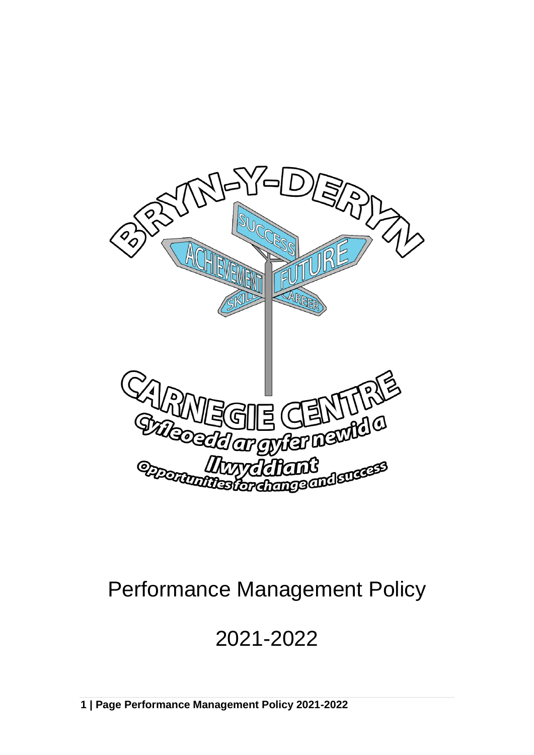BRYN-Y-DERYN

SUCCESS
ACHIEVEMENT
FUTURE
SKILLS
CAREER

CARNEGIE CENTRE

Cyfleoedd ar gyfer newid a llwyddiant

Opportunities for change and success

# Performance Management Policy

# 2021-2022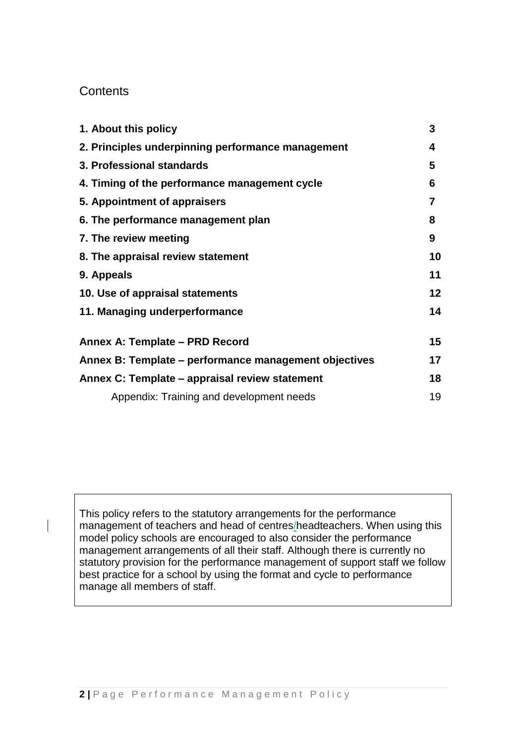## Contents

| | |
|---|---|
| **1. About this policy** | **3** |
| **2. Principles underpinning performance management** | **4** |
| **3. Professional standards** | **5** |
| **4. Timing of the performance management cycle** | **6** |
| **5. Appointment of appraisers** | **7** |
| **6. The performance management plan** | **8** |
| **7. The review meeting** | **9** |
| **8. The appraisal review statement** | **10** |
| **9. Appeals** | **11** |
| **10. Use of appraisal statements** | **12** |
| **11. Managing underperformance** | **14** |
| **Annex A: Template – PRD Record** | **15** |
| **Annex B: Template – performance management objectives** | **17** |
| **Annex C: Template – appraisal review statement** | **18** |
| Appendix: Training and development needs | 19 |

This policy refers to the statutory arrangements for the performance management of teachers and head of centres/headteachers. When using this model policy schools are encouraged to also consider the performance management arrangements of all their staff. Although there is currently no statutory provision for the performance management of support staff we follow best practice for a school by using the format and cycle to performance manage all members of staff.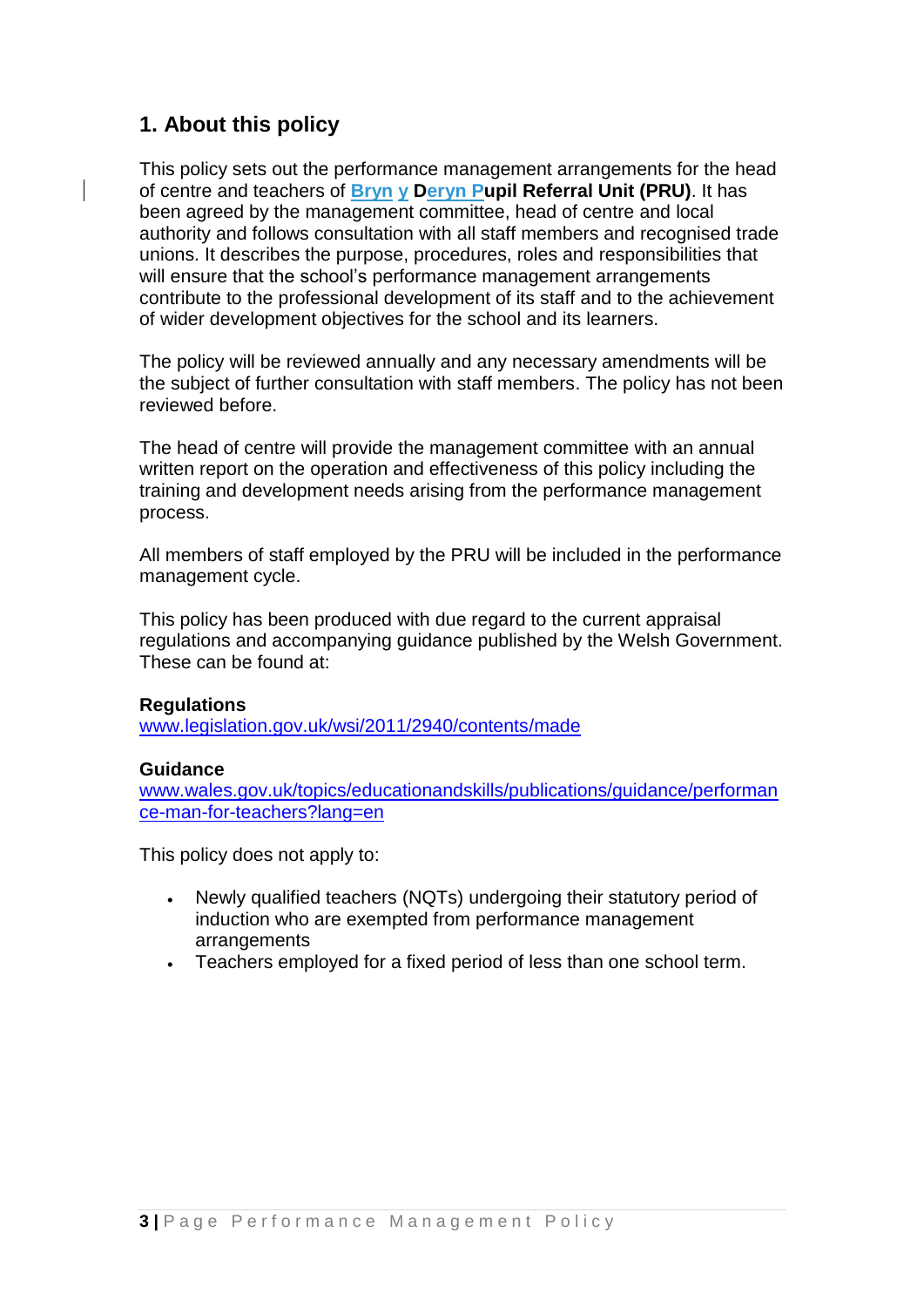## 1. About this policy

This policy sets out the performance management arrangements for the head of centre and teachers of **Bryn y Deryn Pupil Referral Unit (PRU)**. It has been agreed by the management committee, head of centre and local authority and follows consultation with all staff members and recognised trade unions. It describes the purpose, procedures, roles and responsibilities that will ensure that the school's performance management arrangements contribute to the professional development of its staff and to the achievement of wider development objectives for the school and its learners.

The policy will be reviewed annually and any necessary amendments will be the subject of further consultation with staff members. The policy has not been reviewed before.

The head of centre will provide the management committee with an annual written report on the operation and effectiveness of this policy including the training and development needs arising from the performance management process.

All members of staff employed by the PRU will be included in the performance management cycle.

This policy has been produced with due regard to the current appraisal regulations and accompanying guidance published by the Welsh Government. These can be found at:

**Regulations**
www.legislation.gov.uk/wsi/2011/2940/contents/made

**Guidance**
www.wales.gov.uk/topics/educationandskills/publications/guidance/performance-man-for-teachers?lang=en

This policy does not apply to:

- Newly qualified teachers (NQTs) undergoing their statutory period of induction who are exempted from performance management arrangements
- Teachers employed for a fixed period of less than one school term.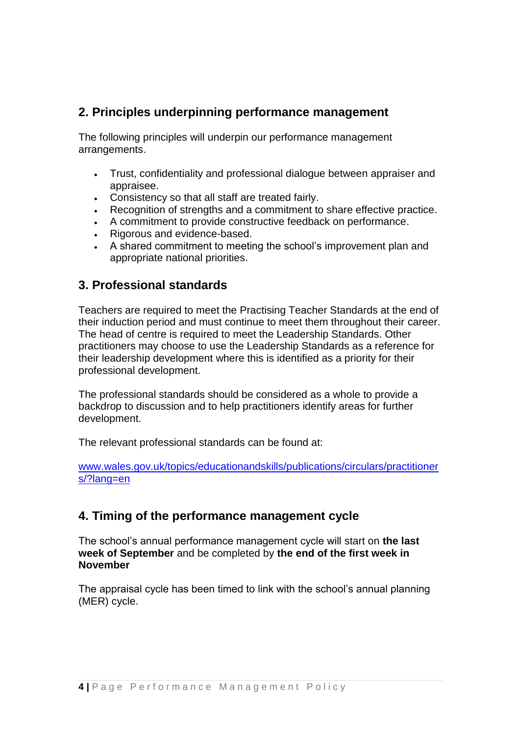## 2. Principles underpinning performance management

The following principles will underpin our performance management arrangements.

- Trust, confidentiality and professional dialogue between appraiser and appraisee.
- Consistency so that all staff are treated fairly.
- Recognition of strengths and a commitment to share effective practice.
- A commitment to provide constructive feedback on performance.
- Rigorous and evidence-based.
- A shared commitment to meeting the school's improvement plan and appropriate national priorities.

## 3. Professional standards

Teachers are required to meet the Practising Teacher Standards at the end of their induction period and must continue to meet them throughout their career. The head of centre is required to meet the Leadership Standards. Other practitioners may choose to use the Leadership Standards as a reference for their leadership development where this is identified as a priority for their professional development.

The professional standards should be considered as a whole to provide a backdrop to discussion and to help practitioners identify areas for further development.

The relevant professional standards can be found at:

[www.wales.gov.uk/topics/educationandskills/publications/circulars/practitioners/?lang=en](www.wales.gov.uk/topics/educationandskills/publications/circulars/practitioners/?lang=en)

## 4. Timing of the performance management cycle

The school's annual performance management cycle will start on **the last week of September** and be completed by **the end of the first week in November**

The appraisal cycle has been timed to link with the school's annual planning (MER) cycle.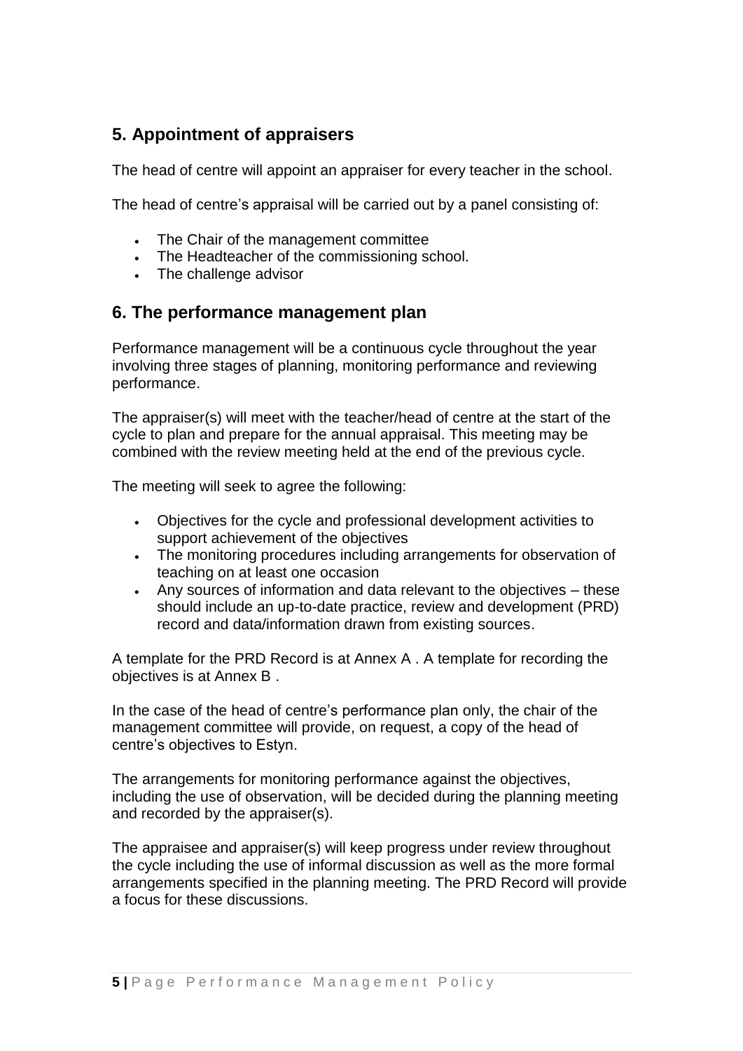## 5. Appointment of appraisers

The head of centre will appoint an appraiser for every teacher in the school.

The head of centre's appraisal will be carried out by a panel consisting of:

- The Chair of the management committee
- The Headteacher of the commissioning school.
- The challenge advisor

## 6. The performance management plan

Performance management will be a continuous cycle throughout the year involving three stages of planning, monitoring performance and reviewing performance.

The appraiser(s) will meet with the teacher/head of centre at the start of the cycle to plan and prepare for the annual appraisal. This meeting may be combined with the review meeting held at the end of the previous cycle.

The meeting will seek to agree the following:

- Objectives for the cycle and professional development activities to support achievement of the objectives
- The monitoring procedures including arrangements for observation of teaching on at least one occasion
- Any sources of information and data relevant to the objectives – these should include an up-to-date practice, review and development (PRD) record and data/information drawn from existing sources.

A template for the PRD Record is at Annex A . A template for recording the objectives is at Annex B .

In the case of the head of centre's performance plan only, the chair of the management committee will provide, on request, a copy of the head of centre's objectives to Estyn.

The arrangements for monitoring performance against the objectives, including the use of observation, will be decided during the planning meeting and recorded by the appraiser(s).

The appraisee and appraiser(s) will keep progress under review throughout the cycle including the use of informal discussion as well as the more formal arrangements specified in the planning meeting. The PRD Record will provide a focus for these discussions.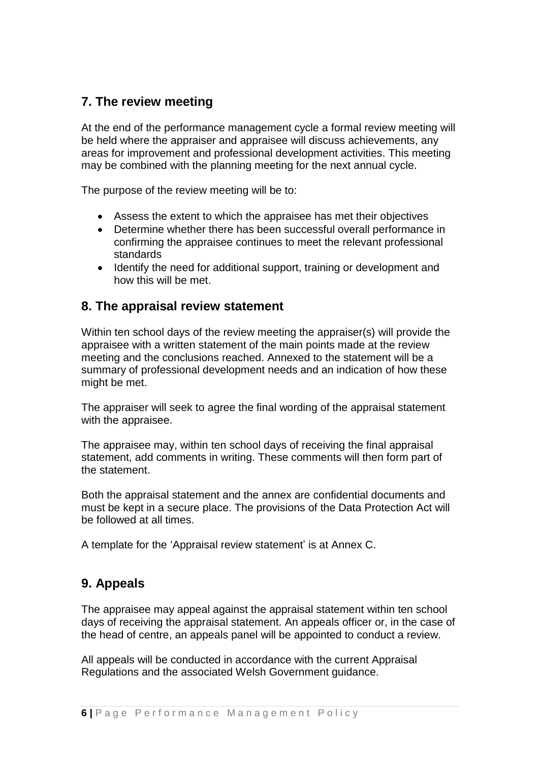## 7. The review meeting

At the end of the performance management cycle a formal review meeting will be held where the appraiser and appraisee will discuss achievements, any areas for improvement and professional development activities. This meeting may be combined with the planning meeting for the next annual cycle.

The purpose of the review meeting will be to:

- Assess the extent to which the appraisee has met their objectives
- Determine whether there has been successful overall performance in confirming the appraisee continues to meet the relevant professional standards
- Identify the need for additional support, training or development and how this will be met.

## 8. The appraisal review statement

Within ten school days of the review meeting the appraiser(s) will provide the appraisee with a written statement of the main points made at the review meeting and the conclusions reached. Annexed to the statement will be a summary of professional development needs and an indication of how these might be met.

The appraiser will seek to agree the final wording of the appraisal statement with the appraisee.

The appraisee may, within ten school days of receiving the final appraisal statement, add comments in writing. These comments will then form part of the statement.

Both the appraisal statement and the annex are confidential documents and must be kept in a secure place. The provisions of the Data Protection Act will be followed at all times.

A template for the 'Appraisal review statement' is at Annex C.

## 9. Appeals

The appraisee may appeal against the appraisal statement within ten school days of receiving the appraisal statement. An appeals officer or, in the case of the head of centre, an appeals panel will be appointed to conduct a review.

All appeals will be conducted in accordance with the current Appraisal Regulations and the associated Welsh Government guidance.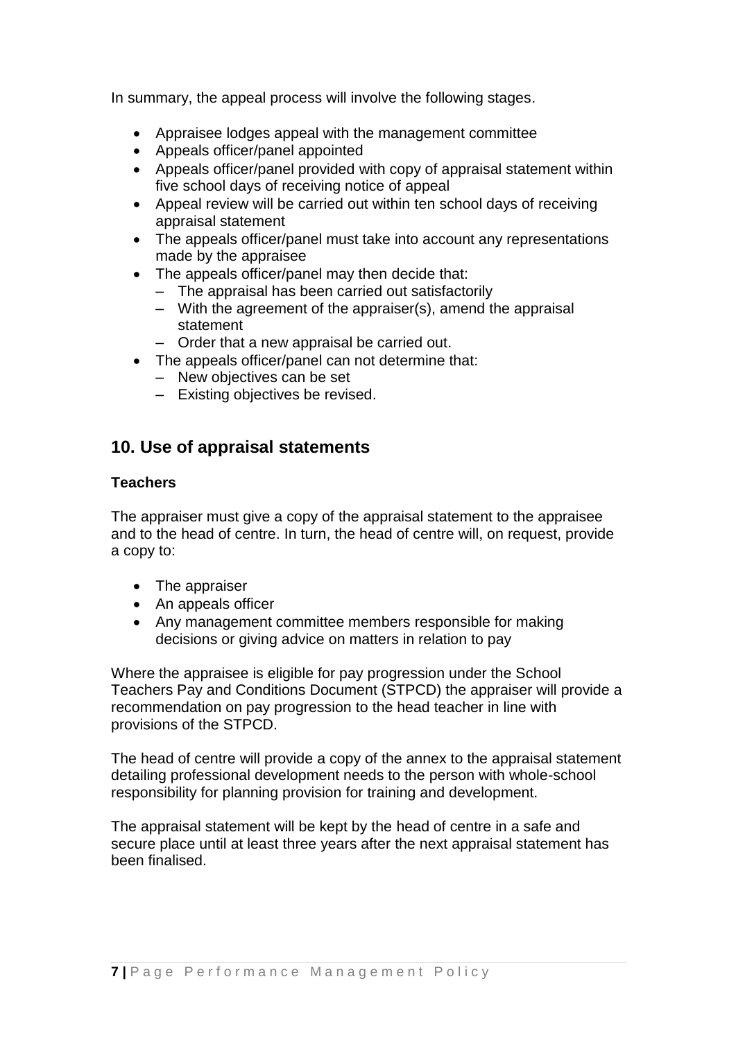In summary, the appeal process will involve the following stages.

- Appraisee lodges appeal with the management committee
- Appeals officer/panel appointed
- Appeals officer/panel provided with copy of appraisal statement within five school days of receiving notice of appeal
- Appeal review will be carried out within ten school days of receiving appraisal statement
- The appeals officer/panel must take into account any representations made by the appraisee
- The appeals officer/panel may then decide that:
  - The appraisal has been carried out satisfactorily
  - With the agreement of the appraiser(s), amend the appraisal statement
  - Order that a new appraisal be carried out.
- The appeals officer/panel can not determine that:
  - New objectives can be set
  - Existing objectives be revised.

## 10. Use of appraisal statements

**Teachers**

The appraiser must give a copy of the appraisal statement to the appraisee and to the head of centre. In turn, the head of centre will, on request, provide a copy to:

- The appraiser
- An appeals officer
- Any management committee members responsible for making decisions or giving advice on matters in relation to pay

Where the appraisee is eligible for pay progression under the School Teachers Pay and Conditions Document (STPCD) the appraiser will provide a recommendation on pay progression to the head teacher in line with provisions of the STPCD.

The head of centre will provide a copy of the annex to the appraisal statement detailing professional development needs to the person with whole-school responsibility for planning provision for training and development.

The appraisal statement will be kept by the head of centre in a safe and secure place until at least three years after the next appraisal statement has been finalised.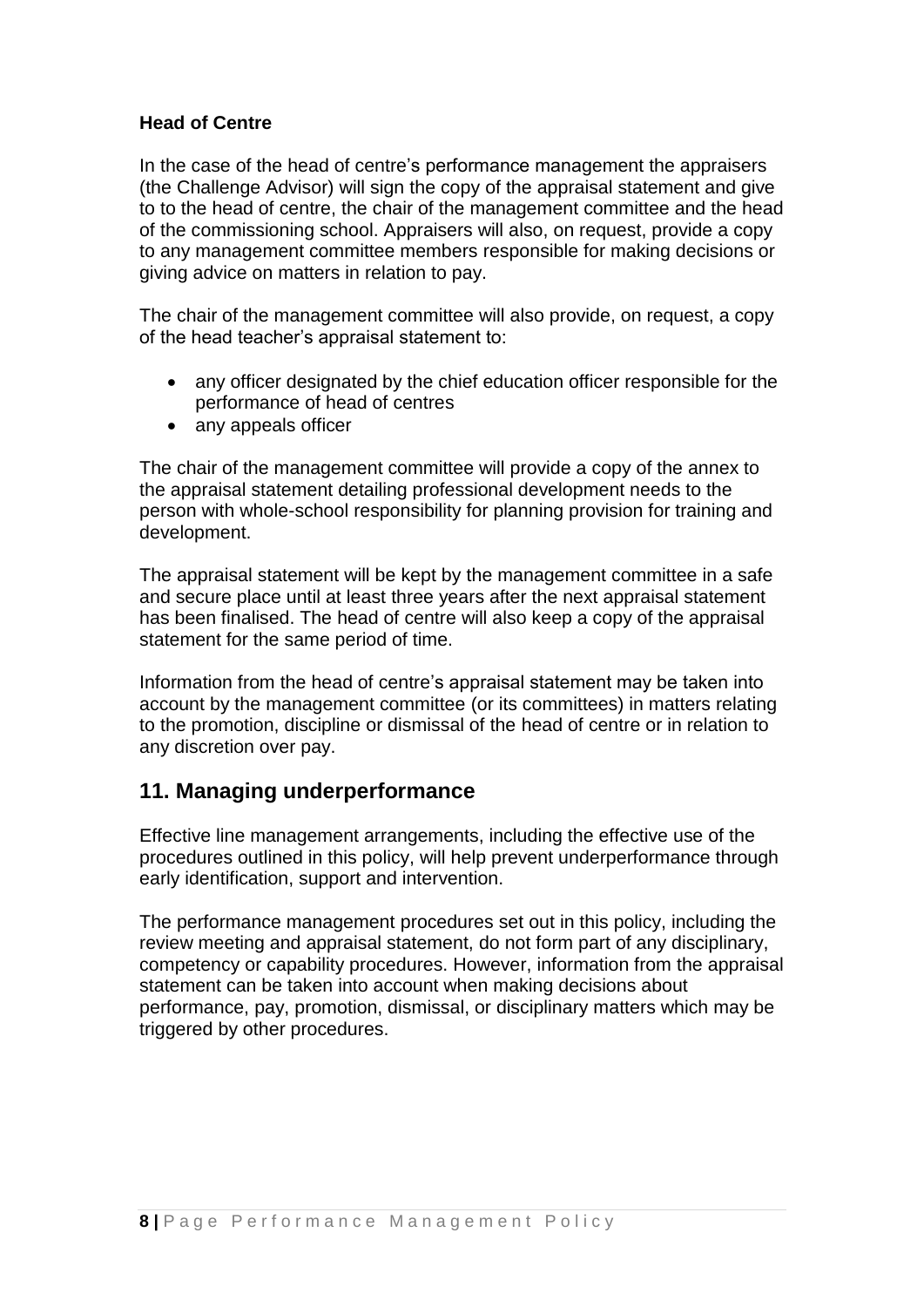**Head of Centre**

In the case of the head of centre's performance management the appraisers (the Challenge Advisor) will sign the copy of the appraisal statement and give to to the head of centre, the chair of the management committee and the head of the commissioning school. Appraisers will also, on request, provide a copy to any management committee members responsible for making decisions or giving advice on matters in relation to pay.

The chair of the management committee will also provide, on request, a copy of the head teacher's appraisal statement to:

- any officer designated by the chief education officer responsible for the performance of head of centres
- any appeals officer

The chair of the management committee will provide a copy of the annex to the appraisal statement detailing professional development needs to the person with whole-school responsibility for planning provision for training and development.

The appraisal statement will be kept by the management committee in a safe and secure place until at least three years after the next appraisal statement has been finalised. The head of centre will also keep a copy of the appraisal statement for the same period of time.

Information from the head of centre's appraisal statement may be taken into account by the management committee (or its committees) in matters relating to the promotion, discipline or dismissal of the head of centre or in relation to any discretion over pay.

## 11. Managing underperformance

Effective line management arrangements, including the effective use of the procedures outlined in this policy, will help prevent underperformance through early identification, support and intervention.

The performance management procedures set out in this policy, including the review meeting and appraisal statement, do not form part of any disciplinary, competency or capability procedures. However, information from the appraisal statement can be taken into account when making decisions about performance, pay, promotion, dismissal, or disciplinary matters which may be triggered by other procedures.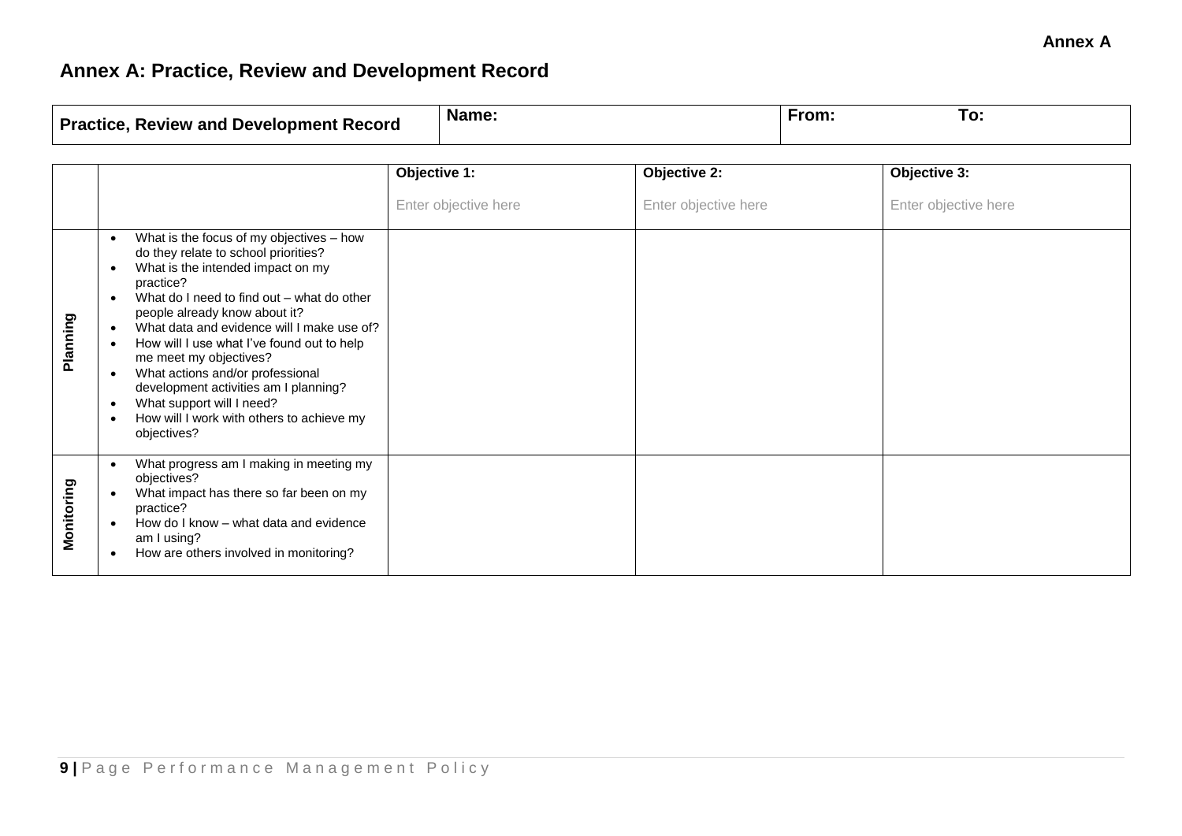# Annex A: Practice, Review and Development Record

| Practice, Review and Development Record | Name: | From: To: |
|---|---|---|

| | | Objective 1: Enter objective here | Objective 2: Enter objective here | Objective 3: Enter objective here |
|---|---|---|---|---|
| **Planning** | • What is the focus of my objectives – how do they relate to school priorities?<br>• What is the intended impact on my practice?<br>• What do I need to find out – what do other people already know about it?<br>• What data and evidence will I make use of?<br>• How will I use what I've found out to help me meet my objectives?<br>• What actions and/or professional development activities am I planning?<br>• What support will I need?<br>• How will I work with others to achieve my objectives? | | | |
| **Monitoring** | • What progress am I making in meeting my objectives?<br>• What impact has there so far been on my practice?<br>• How do I know – what data and evidence am I using?<br>• How are others involved in monitoring? | | | |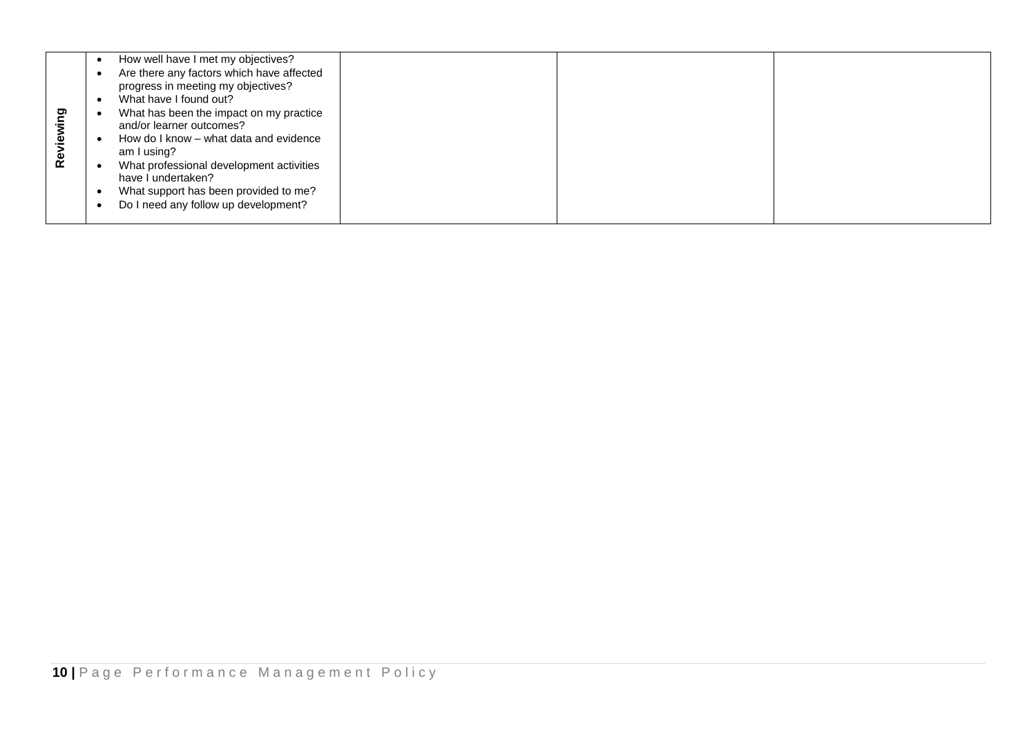| Reviewing | <ul><li>How well have I met my objectives?</li><li>Are there any factors which have affected progress in meeting my objectives?</li><li>What have I found out?</li><li>What has been the impact on my practice and/or learner outcomes?</li><li>How do I know – what data and evidence am I using?</li><li>What professional development activities have I undertaken?</li><li>What support has been provided to me?</li><li>Do I need any follow up development?</li></ul> | | | |
|---|---|---|---|---|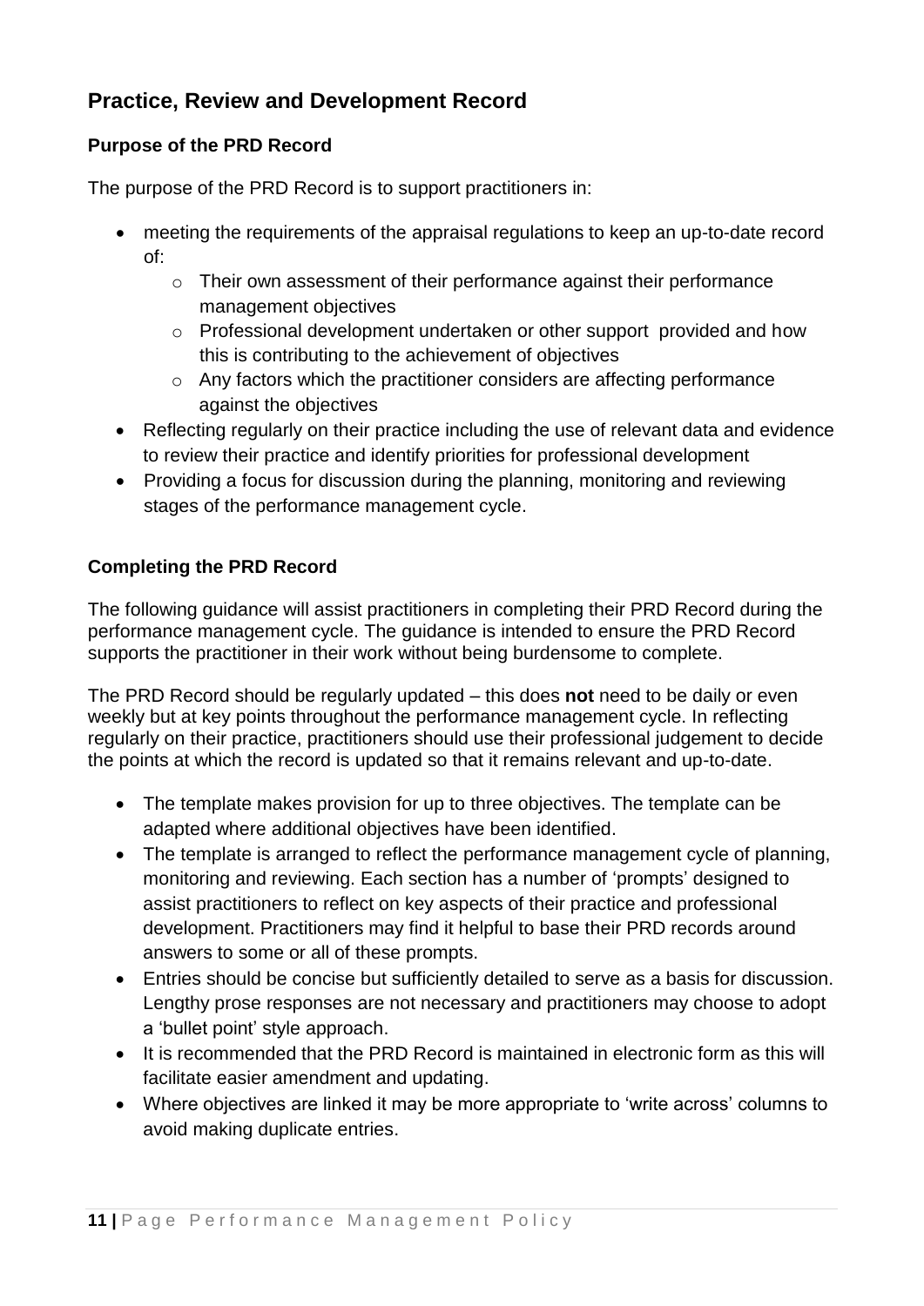## Practice, Review and Development Record

### Purpose of the PRD Record

The purpose of the PRD Record is to support practitioners in:

- meeting the requirements of the appraisal regulations to keep an up-to-date record of:
  - Their own assessment of their performance against their performance management objectives
  - Professional development undertaken or other support provided and how this is contributing to the achievement of objectives
  - Any factors which the practitioner considers are affecting performance against the objectives
- Reflecting regularly on their practice including the use of relevant data and evidence to review their practice and identify priorities for professional development
- Providing a focus for discussion during the planning, monitoring and reviewing stages of the performance management cycle.

### Completing the PRD Record

The following guidance will assist practitioners in completing their PRD Record during the performance management cycle. The guidance is intended to ensure the PRD Record supports the practitioner in their work without being burdensome to complete.

The PRD Record should be regularly updated – this does **not** need to be daily or even weekly but at key points throughout the performance management cycle. In reflecting regularly on their practice, practitioners should use their professional judgement to decide the points at which the record is updated so that it remains relevant and up-to-date.

- The template makes provision for up to three objectives. The template can be adapted where additional objectives have been identified.
- The template is arranged to reflect the performance management cycle of planning, monitoring and reviewing. Each section has a number of 'prompts' designed to assist practitioners to reflect on key aspects of their practice and professional development. Practitioners may find it helpful to base their PRD records around answers to some or all of these prompts.
- Entries should be concise but sufficiently detailed to serve as a basis for discussion. Lengthy prose responses are not necessary and practitioners may choose to adopt a 'bullet point' style approach.
- It is recommended that the PRD Record is maintained in electronic form as this will facilitate easier amendment and updating.
- Where objectives are linked it may be more appropriate to 'write across' columns to avoid making duplicate entries.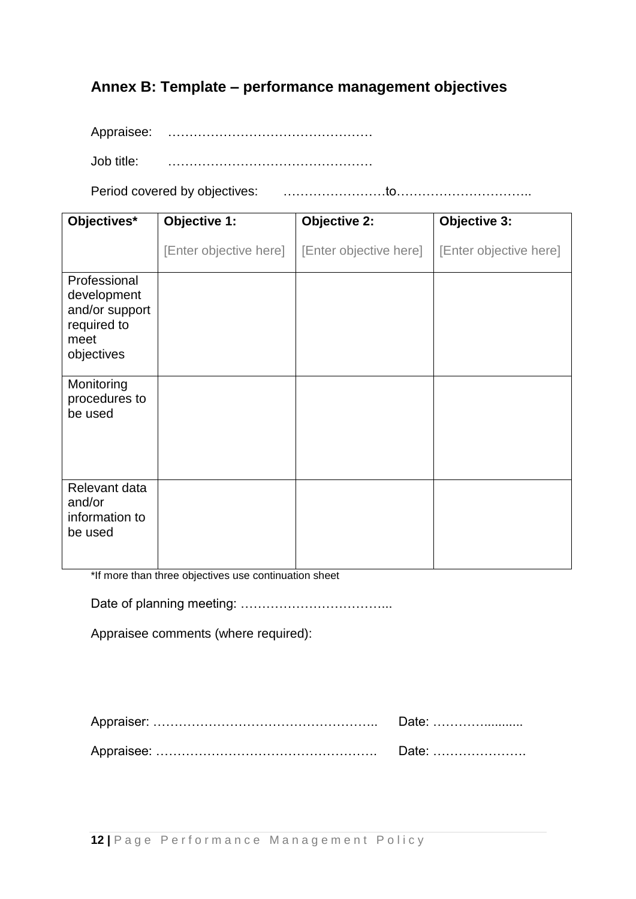## Annex B: Template – performance management objectives

Appraisee: …………………………………………

Job title: …………………………………………

Period covered by objectives: ……………………to…………………………..

| **Objectives*** | **Objective 1:** [Enter objective here] | **Objective 2:** [Enter objective here] | **Objective 3:** [Enter objective here] |
|---|---|---|---|
| Professional development and/or support required to meet objectives | | | |
| Monitoring procedures to be used | | | |
| Relevant data and/or information to be used | | | |

*If more than three objectives use continuation sheet

Date of planning meeting: ……………………………...

Appraisee comments (where required):

Appraiser: …………………………………………….. Date: …………..........

Appraisee: ……………………………………………. Date: ………………….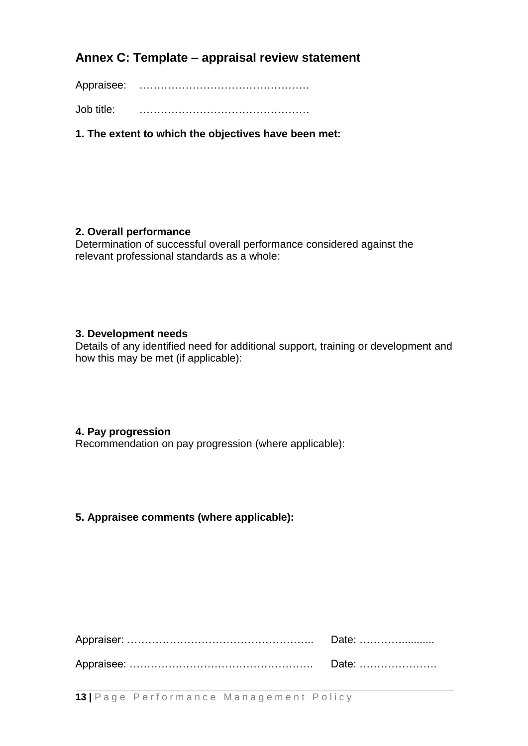## Annex C: Template – appraisal review statement

Appraisee: …………………….…….……………

Job title: …………………………………………

**1. The extent to which the objectives have been met:**

**2. Overall performance**

Determination of successful overall performance considered against the relevant professional standards as a whole:

**3. Development needs**

Details of any identified need for additional support, training or development and how this may be met (if applicable):

**4. Pay progression**

Recommendation on pay progression (where applicable):

**5. Appraisee comments (where applicable):**

Appraiser: …………………………………………….. Date: …………..........

Appraisee: ……………………………………………. Date: ………………….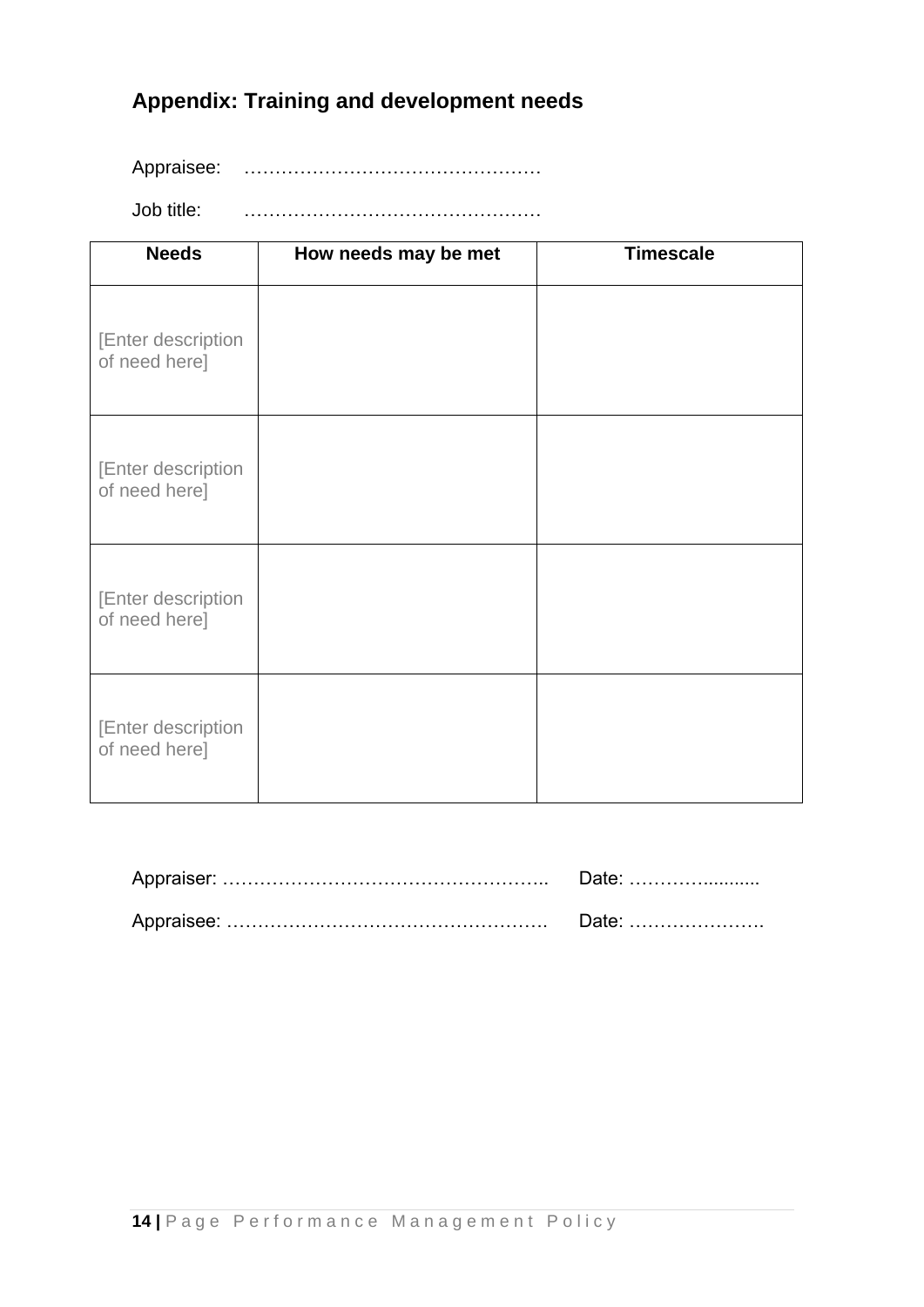## Appendix: Training and development needs

Appraisee: …………………………………………

Job title: …………………………………………

| Needs | How needs may be met | Timescale |
|---|---|---|
| [Enter description of need here] | | |
| [Enter description of need here] | | |
| [Enter description of need here] | | |
| [Enter description of need here] | | |

Appraiser: …………………………………………….. Date: …………..........

Appraisee: ……………………………………………. Date: ………………….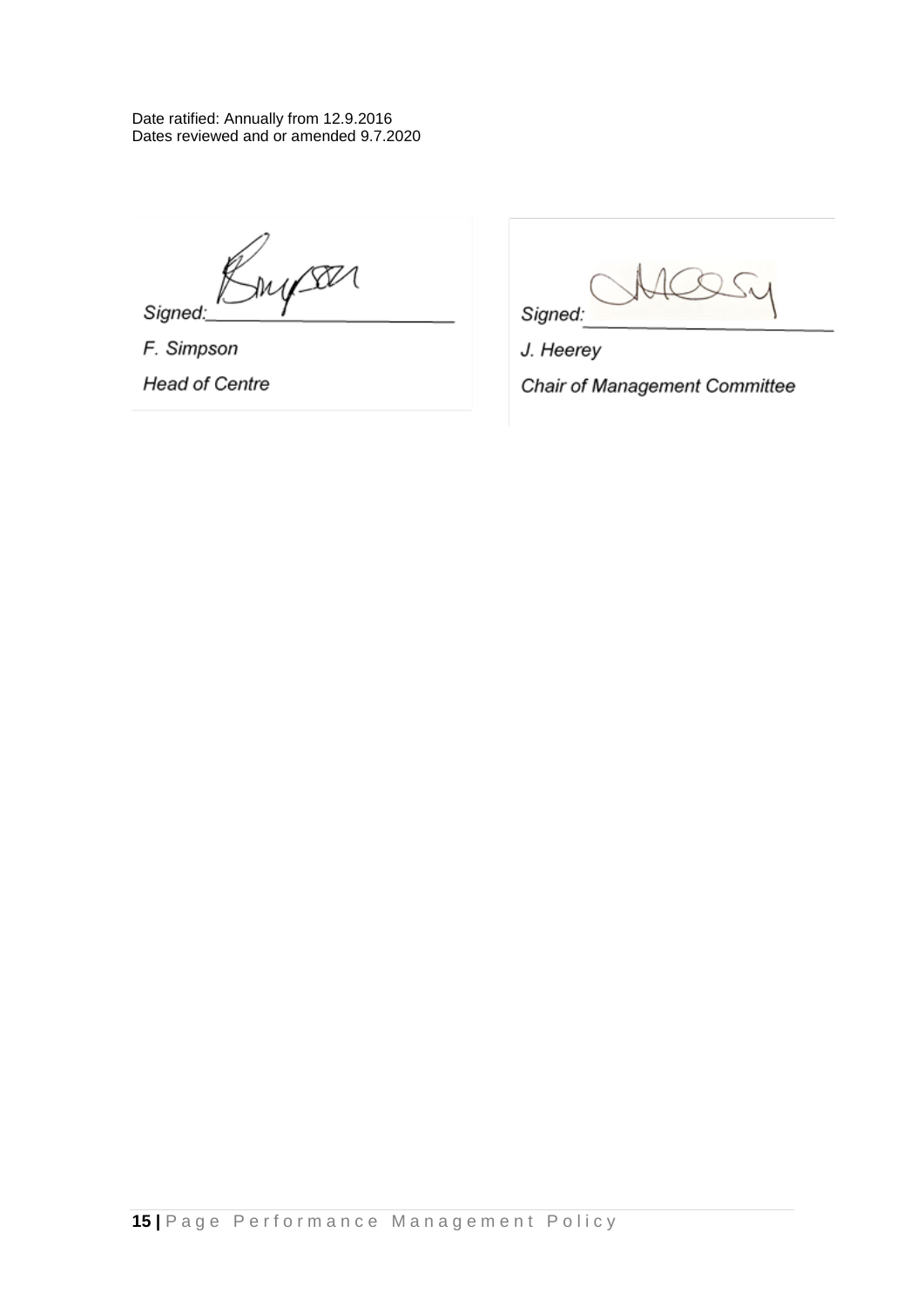Date ratified: Annually from 12.9.2016
Dates reviewed and or amended 9.7.2020

*Signed:*\_\_\_\_\_\_\_\_\_\_\_\_\_\_\_\_\_\_\_\_\_\_\_\_\_

*F. Simpson*

*Head of Centre*

*Signed:*\_\_\_\_\_\_\_\_\_\_\_\_\_\_\_\_\_\_\_\_\_\_\_\_\_

*J. Heerey*

*Chair of Management Committee*